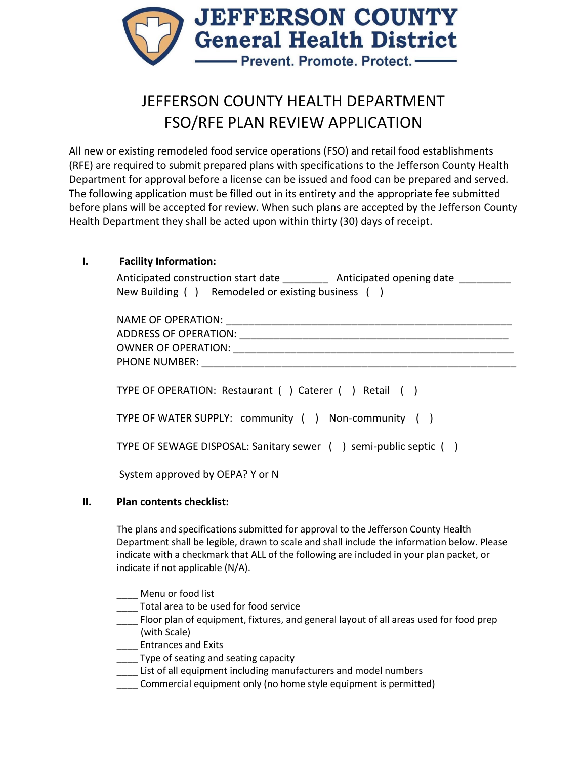# JEFFERSON COUNTY General Health District

Prevent. Promote. Protect.

## JEFFERSON COUNTY HEALTH DEPARTMENT
## FSO/RFE PLAN REVIEW APPLICATION

All new or existing remodeled food service operations (FSO) and retail food establishments (RFE) are required to submit prepared plans with specifications to the Jefferson County Health Department for approval before a license can be issued and food can be prepared and served. The following application must be filled out in its entirety and the appropriate fee submitted before plans will be accepted for review. When such plans are accepted by the Jefferson County Health Department they shall be acted upon within thirty (30) days of receipt.

### I. Facility Information:

Anticipated construction start date ________ Anticipated opening date _________

New Building ( ) Remodeled or existing business ( )

NAME OF OPERATION: ____________________________________________________

ADDRESS OF OPERATION: _________________________________________________

OWNER OF OPERATION: ___________________________________________________

PHONE NUMBER: ________________________________________________________

TYPE OF OPERATION: Restaurant ( ) Caterer ( ) Retail ( )

TYPE OF WATER SUPPLY: community ( ) Non-community ( )

TYPE OF SEWAGE DISPOSAL: Sanitary sewer ( ) semi-public septic ( )

System approved by OEPA? Y or N

### II. Plan contents checklist:

The plans and specifications submitted for approval to the Jefferson County Health Department shall be legible, drawn to scale and shall include the information below. Please indicate with a checkmark that ALL of the following are included in your plan packet, or indicate if not applicable (N/A).

____ Menu or food list
____ Total area to be used for food service
____ Floor plan of equipment, fixtures, and general layout of all areas used for food prep (with Scale)
____ Entrances and Exits
____ Type of seating and seating capacity
____ List of all equipment including manufacturers and model numbers
____ Commercial equipment only (no home style equipment is permitted)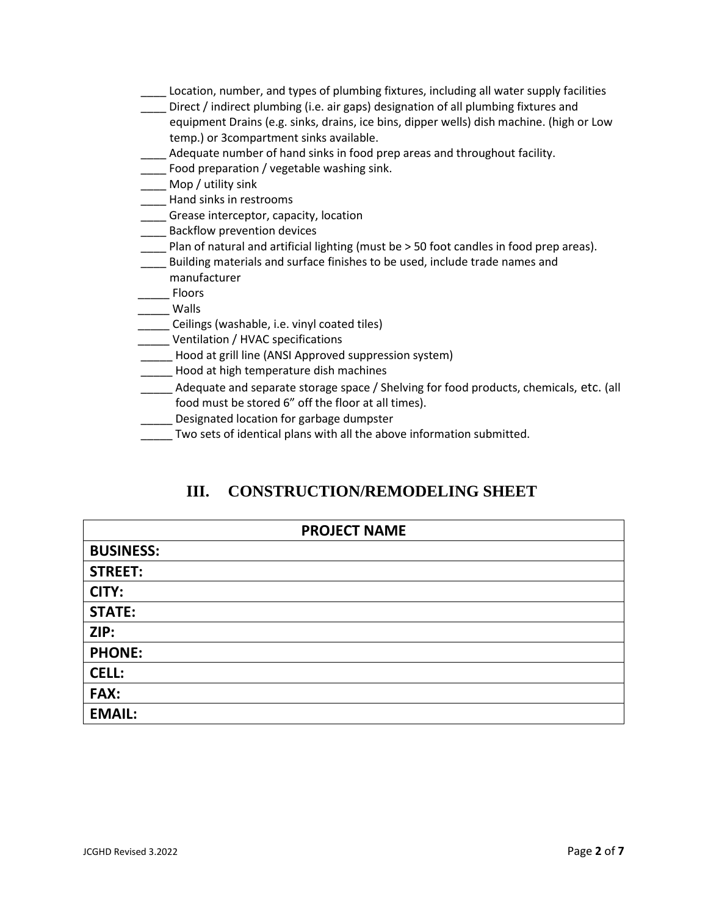____ Location, number, and types of plumbing fixtures, including all water supply facilities

____ Direct / indirect plumbing (i.e. air gaps) designation of all plumbing fixtures and equipment Drains (e.g. sinks, drains, ice bins, dipper wells) dish machine. (high or Low temp.) or 3compartment sinks available.

____ Adequate number of hand sinks in food prep areas and throughout facility.

____ Food preparation / vegetable washing sink.

____ Mop / utility sink

____ Hand sinks in restrooms

____ Grease interceptor, capacity, location

____ Backflow prevention devices

____ Plan of natural and artificial lighting (must be > 50 foot candles in food prep areas).

____ Building materials and surface finishes to be used, include trade names and manufacturer

_____ Floors

_____ Walls

_____ Ceilings (washable, i.e. vinyl coated tiles)

_____ Ventilation / HVAC specifications

_____ Hood at grill line (ANSI Approved suppression system)

_____ Hood at high temperature dish machines

_____ Adequate and separate storage space / Shelving for food products, chemicals, etc. (all food must be stored 6" off the floor at all times).

_____ Designated location for garbage dumpster

_____ Two sets of identical plans with all the above information submitted.

# III. CONSTRUCTION/REMODELING SHEET

| PROJECT NAME |
|---|
| **BUSINESS:** |
| **STREET:** |
| **CITY:** |
| **STATE:** |
| **ZIP:** |
| **PHONE:** |
| **CELL:** |
| **FAX:** |
| **EMAIL:** |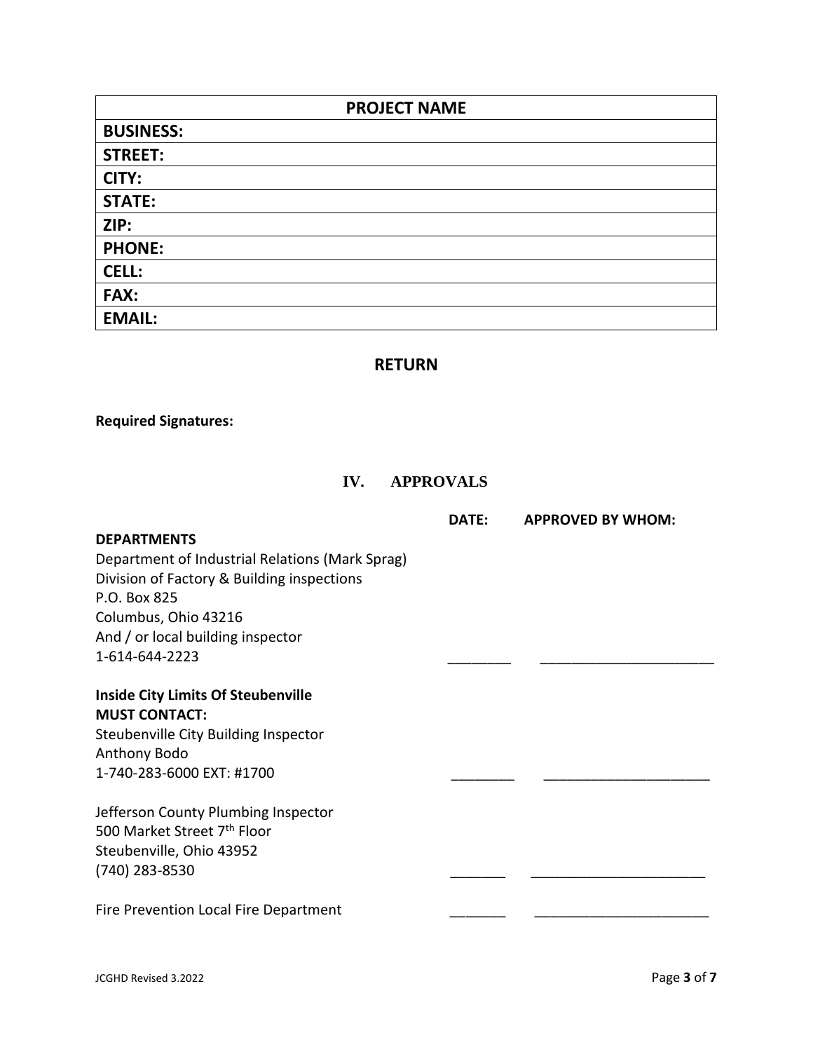| PROJECT NAME |
|---|
| **BUSINESS:** |
| **STREET:** |
| **CITY:** |
| **STATE:** |
| **ZIP:** |
| **PHONE:** |
| **CELL:** |
| **FAX:** |
| **EMAIL:** |

## RETURN

**Required Signatures:**

## IV. APPROVALS

| DEPARTMENTS | DATE: | APPROVED BY WHOM: |
|---|---|---|
| Department of Industrial Relations (Mark Sprag)<br>Division of Factory & Building inspections<br>P.O. Box 825<br>Columbus, Ohio 43216<br>And / or local building inspector<br>1-614-644-2223 | ________ | ______________________ |
| **Inside City Limits Of Steubenville**<br>**MUST CONTACT:**<br>Steubenville City Building Inspector<br>Anthony Bodo<br>1-740-283-6000 EXT: #1700 | ________ | _____________________ |
| Jefferson County Plumbing Inspector<br>500 Market Street 7th Floor<br>Steubenville, Ohio 43952<br>(740) 283-8530 | _______ | ______________________ |
| Fire Prevention Local Fire Department | _______ | ______________________ |

JCGHD Revised 3.2022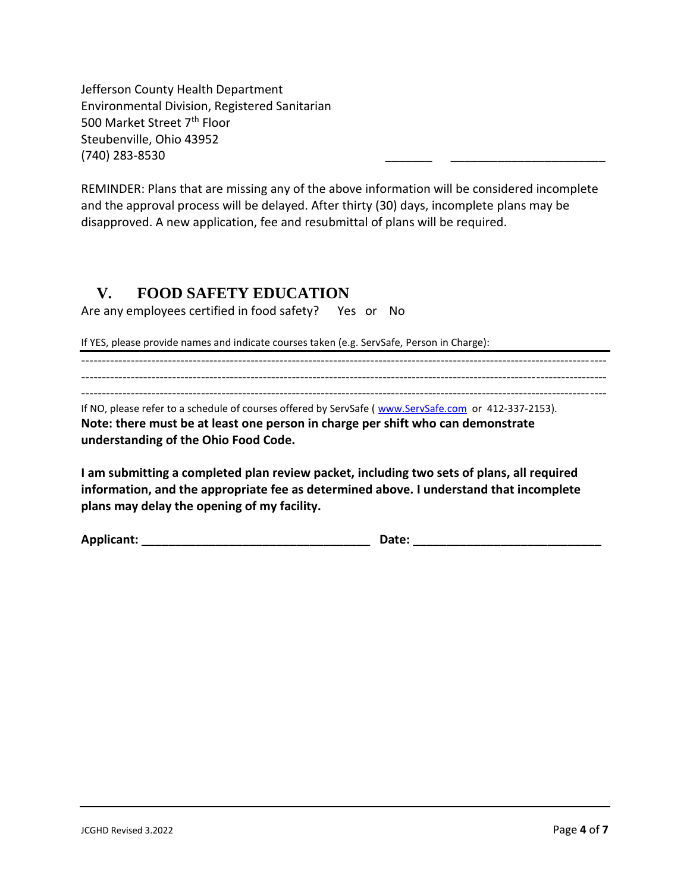Jefferson County Health Department
Environmental Division, Registered Sanitarian
500 Market Street 7th Floor
Steubenville, Ohio 43952
(740) 283-8530 _______ _______________________

REMINDER: Plans that are missing any of the above information will be considered incomplete and the approval process will be delayed. After thirty (30) days, incomplete plans may be disapproved. A new application, fee and resubmittal of plans will be required.

## V. FOOD SAFETY EDUCATION

Are any employees certified in food safety? Yes or No

If YES, please provide names and indicate courses taken (e.g. ServSafe, Person in Charge):

---

--------------------------------------------------------------------------------------------------------------------------------

--------------------------------------------------------------------------------------------------------------------------------

--------------------------------------------------------------------------------------------------------------------------------

If NO, please refer to a schedule of courses offered by ServSafe ( www.ServSafe.com or 412-337-2153).

**Note: there must be at least one person in charge per shift who can demonstrate understanding of the Ohio Food Code.**

**I am submitting a completed plan review packet, including two sets of plans, all required information, and the appropriate fee as determined above. I understand that incomplete plans may delay the opening of my facility.**

**Applicant: ___________________________________ Date: ____________________________**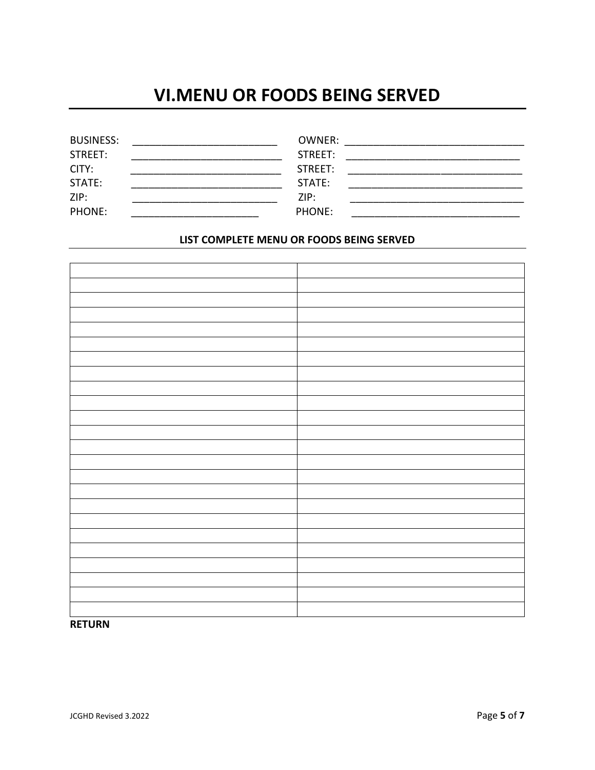# VI.MENU OR FOODS BEING SERVED

BUSINESS: ___________________________ OWNER: ________________________________
STREET: ____________________________ STREET: _______________________________
CITY: ____________________________ STREET: _______________________________
STATE: ____________________________ STATE: _______________________________
ZIP: ___________________________ ZIP: _______________________________
PHONE: _______________________ PHONE: _____________________________

**LIST COMPLETE MENU OR FOODS BEING SERVED**

| | |
|---|---|
| | |
| | |
| | |
| | |
| | |
| | |
| | |
| | |
| | |
| | |
| | |
| | |
| | |
| | |
| | |
| | |
| | |
| | |
| | |
| | |
| | |
| | |
| | |

**RETURN**

JCGHD Revised 3.2022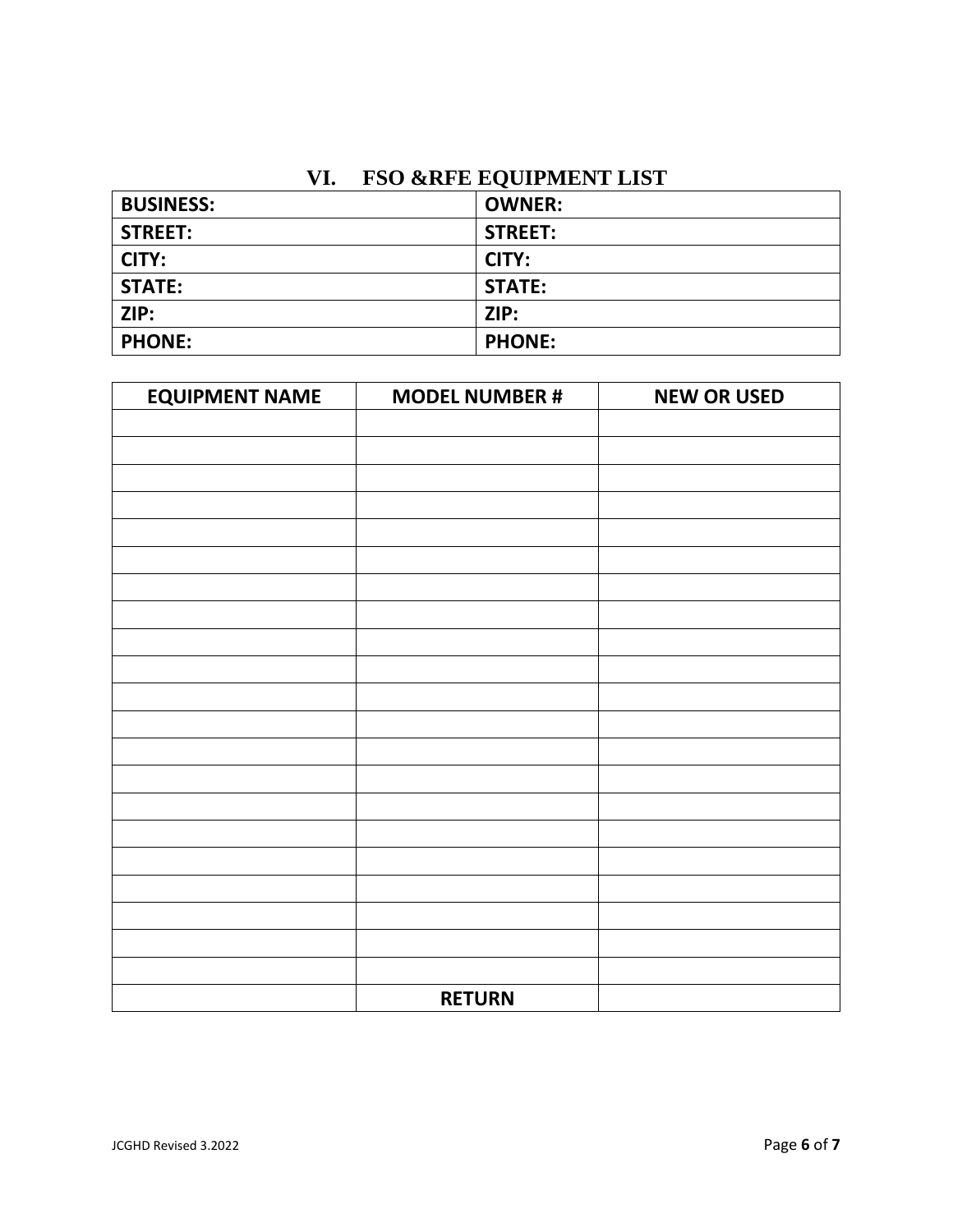## VI. FSO &RFE EQUIPMENT LIST

| BUSINESS: | OWNER: |
|---|---|
| STREET: | STREET: |
| CITY: | CITY: |
| STATE: | STATE: |
| ZIP: | ZIP: |
| PHONE: | PHONE: |

| EQUIPMENT NAME | MODEL NUMBER # | NEW OR USED |
|---|---|---|
| | | |
| | | |
| | | |
| | | |
| | | |
| | | |
| | | |
| | | |
| | | |
| | | |
| | | |
| | | |
| | | |
| | | |
| | | |
| | | |
| | | |
| | | |
| | | |
| | | |
| | | |
| | RETURN | |

JCGHD Revised 3.2022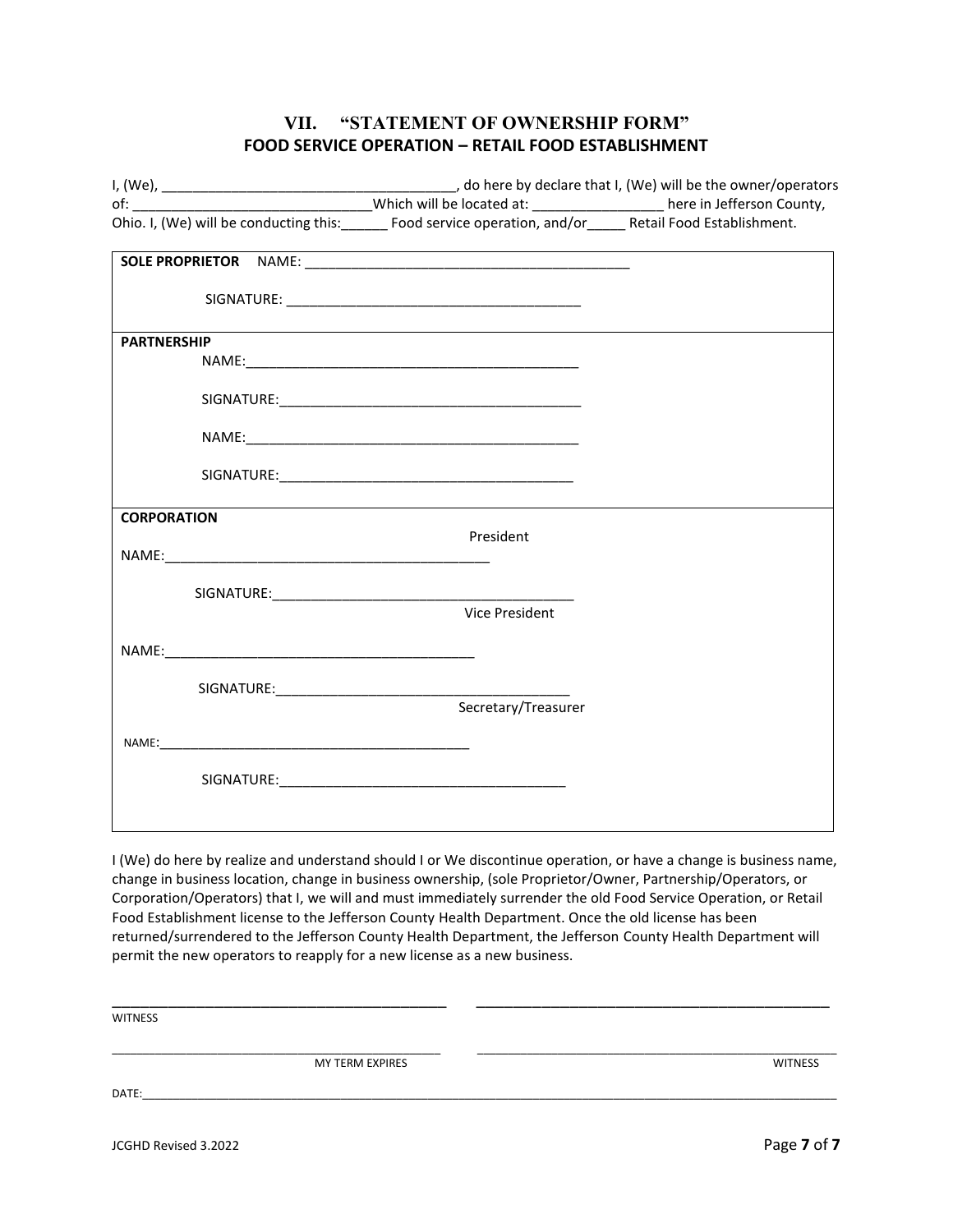## VII. "STATEMENT OF OWNERSHIP FORM"
### FOOD SERVICE OPERATION – RETAIL FOOD ESTABLISHMENT

I, (We), ______________________________________, do here by declare that I, (We) will be the owner/operators of: ______________________________Which will be located at: ________________ here in Jefferson County, Ohio. I, (We) will be conducting this:______ Food service operation, and/or_____ Retail Food Establishment.

**SOLE PROPRIETOR** NAME: __________________________________________

SIGNATURE: ______________________________________

**PARTNERSHIP**

NAME:____________________________________________

SIGNATURE:_______________________________________

NAME:____________________________________________

SIGNATURE:______________________________________

**CORPORATION**

President

NAME:__________________________________________

SIGNATURE:_______________________________________

Vice President

NAME:_______________________________________

SIGNATURE:______________________________________

Secretary/Treasurer

NAME:____________________________________________

SIGNATURE:_____________________________________

I (We) do here by realize and understand should I or We discontinue operation, or have a change is business name, change in business location, change in business ownership, (sole Proprietor/Owner, Partnership/Operators, or Corporation/Operators) that I, we will and must immediately surrender the old Food Service Operation, or Retail Food Establishment license to the Jefferson County Health Department. Once the old license has been returned/surrendered to the Jefferson County Health Department, the Jefferson County Health Department will permit the new operators to reapply for a new license as a new business.

____________________________________________ ____________________________________________

WITNESS

____________________________________________ ____________________________________________

MY TERM EXPIRES WITNESS

DATE:__________________________________________________________________________________

JCGHD Revised 3.2022